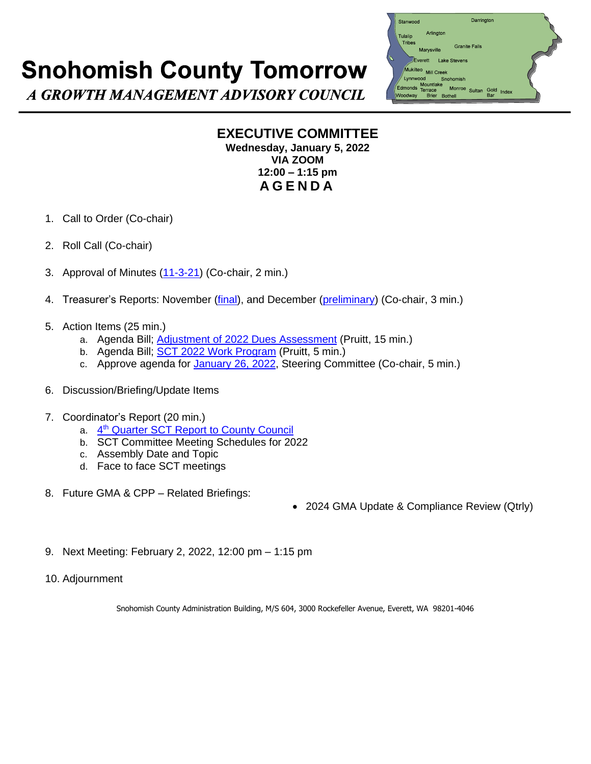# Snohomish County Tomorrow

*A GROWTH MANAGEMENT ADVISORY COUNCIL*

## EXECUTIVE COMMITTEE

**Wednesday, January 5, 2022**
**VIA ZOOM**
**12:00 – 1:15 pm**
**AGENDA**

1. Call to Order (Co-chair)

2. Roll Call (Co-chair)

3. Approval of Minutes (11-3-21) (Co-chair, 2 min.)

4. Treasurer's Reports: November (final), and December (preliminary) (Co-chair, 3 min.)

5. Action Items (25 min.)
   a. Agenda Bill; Adjustment of 2022 Dues Assessment (Pruitt, 15 min.)
   b. Agenda Bill; SCT 2022 Work Program (Pruitt, 5 min.)
   c. Approve agenda for January 26, 2022, Steering Committee (Co-chair, 5 min.)

6. Discussion/Briefing/Update Items

7. Coordinator's Report (20 min.)
   a. 4th Quarter SCT Report to County Council
   b. SCT Committee Meeting Schedules for 2022
   c. Assembly Date and Topic
   d. Face to face SCT meetings

8. Future GMA & CPP – Related Briefings:
   - 2024 GMA Update & Compliance Review (Qtrly)

9. Next Meeting: February 2, 2022, 12:00 pm – 1:15 pm

10. Adjournment

Snohomish County Administration Building, M/S 604, 3000 Rockefeller Avenue, Everett, WA 98201-4046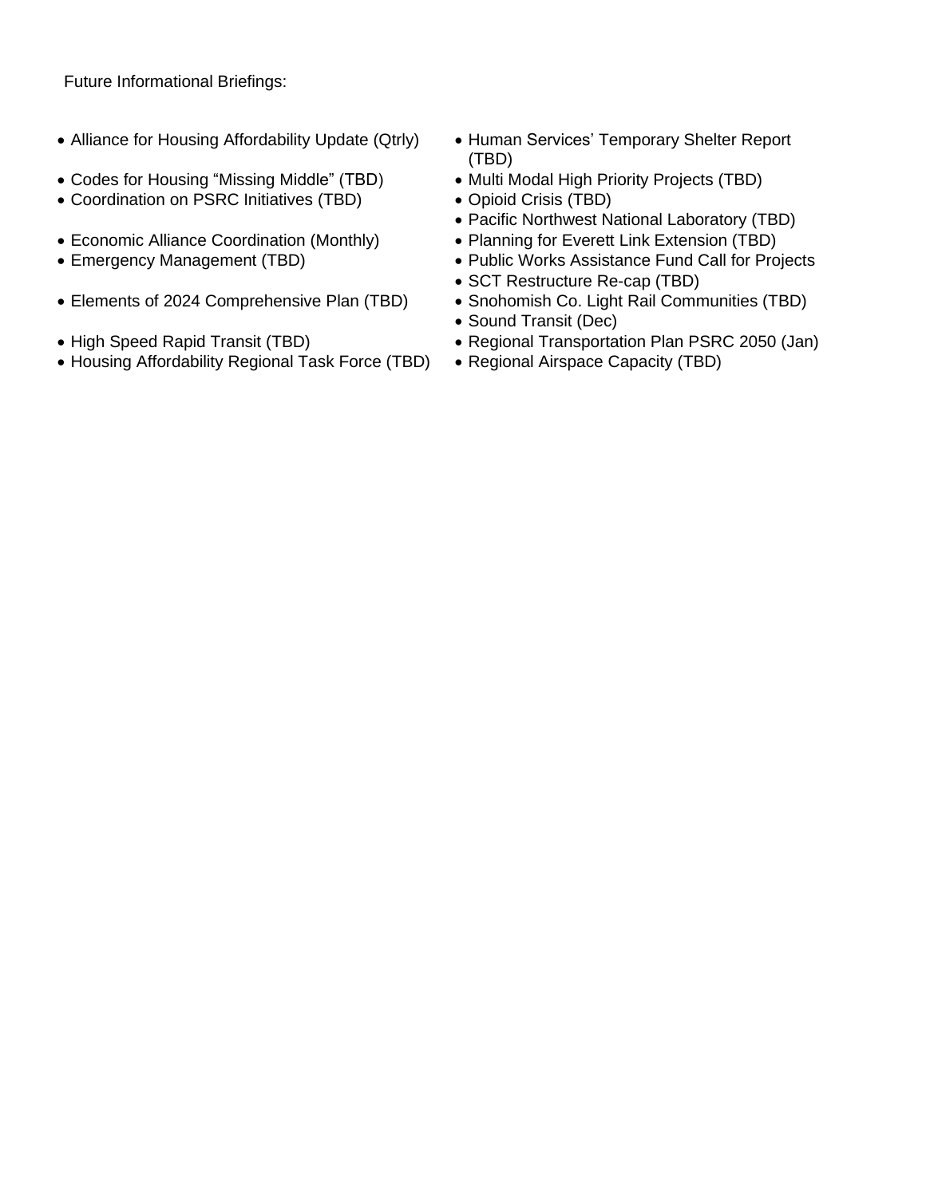Future Informational Briefings:

- Alliance for Housing Affordability Update (Qtrly)
- Codes for Housing “Missing Middle” (TBD)
- Coordination on PSRC Initiatives (TBD)
- Economic Alliance Coordination (Monthly)
- Emergency Management (TBD)
- Elements of 2024 Comprehensive Plan (TBD)
- High Speed Rapid Transit (TBD)
- Housing Affordability Regional Task Force (TBD)
- Human Services’ Temporary Shelter Report (TBD)
- Multi Modal High Priority Projects (TBD)
- Opioid Crisis (TBD)
- Pacific Northwest National Laboratory (TBD)
- Planning for Everett Link Extension (TBD)
- Public Works Assistance Fund Call for Projects
- SCT Restructure Re-cap (TBD)
- Snohomish Co. Light Rail Communities (TBD)
- Sound Transit (Dec)
- Regional Transportation Plan PSRC 2050 (Jan)
- Regional Airspace Capacity (TBD)